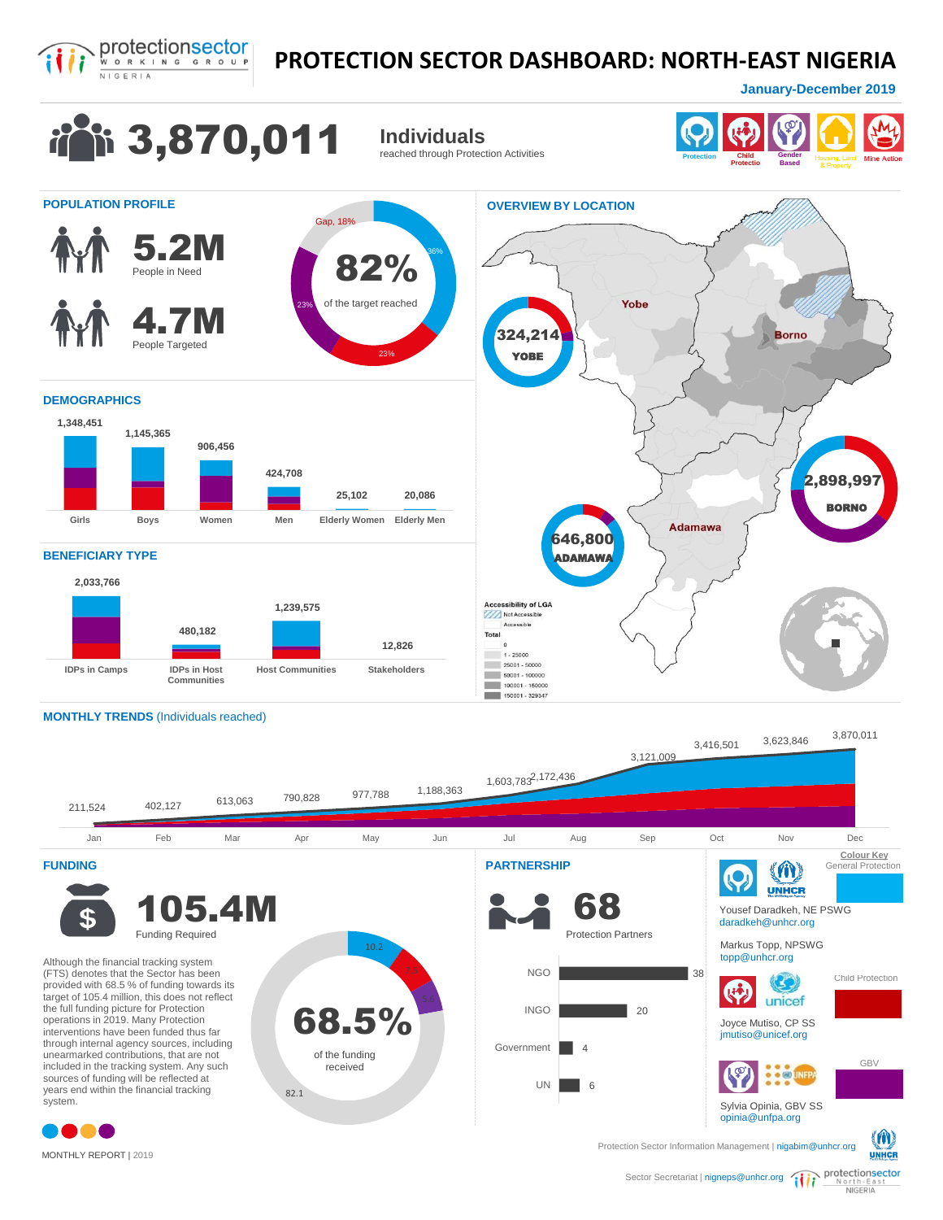protectionsector WORKING GROUP NIGERIA

# PROTECTION SECTOR DASHBOARD: NORTH-EAST NIGERIA

**January-December 2019**

# 3,870,011 Individuals

reached through Protection Activities

Protection | Child Protection | Gender Based | Housing, Land & Property | Mine Action

## POPULATION PROFILE

**5.2M** People in Need

**4.7M** People Targeted

**82%** of the target reached (36%, 23%, 23%, Gap, 18%)

## DEMOGRAPHICS

| Girls | Boys | Women | Men | Elderly Women | Elderly Men |
|---|---|---|---|---|---|
| 1,348,451 | 1,145,365 | 906,456 | 424,708 | 25,102 | 20,086 |

## BENEFICIARY TYPE

| IDPs in Camps | IDPs in Host Communities | Host Communities | Stakeholders |
|---|---|---|---|
| 2,033,766 | 480,182 | 1,239,575 | 12,826 |

## OVERVIEW BY LOCATION

| Location | Individuals reached |
|---|---|
| YOBE | 324,214 |
| BORNO | 2,898,997 |
| ADAMAWA | 646,800 |

Accessibility of LGA: Not Accessible; Accessible

Total: 0; 1 - 25000; 25001 - 50000; 50001 - 100000; 100001 - 150000; 150001 - 329347

## MONTHLY TRENDS (Individuals reached)

| Jan | Feb | Mar | Apr | May | Jun | Jul | Aug | Sep | Oct | Nov | Dec |
|---|---|---|---|---|---|---|---|---|---|---|---|
| 211,524 | 402,127 | 613,063 | 790,828 | 977,788 | 1,188,363 | 1,603,783 | 2,172,436 | 3,121,009 | 3,416,501 | 3,623,846 | 3,870,011 |

## FUNDING

**105.4M** Funding Required

Although the financial tracking system (FTS) denotes that the Sector has been provided with 68.5 % of funding towards its target of 105.4 million, this does not reflect the full funding picture for Protection operations in 2019. Many Protection interventions have been funded thus far through internal agency sources, including unearmarked contributions, that are not included in the tracking system. Any such sources of funding will be reflected at years end within the financial tracking system.

**68.5%** of the funding received (10.2, 7.5, 5.6, 82.1)

## PARTNERSHIP

**68** Protection Partners

| Type | Number |
|---|---|
| NGO | 38 |
| INGO | 20 |
| Government | 4 |
| UN | 6 |

Colour Key

General Protection — UNHCR
Yousef Daradkeh, NE PSWG
daradkeh@unhcr.org

Markus Topp, NPSWG
topp@unhcr.org

Child Protection — unicef
Joyce Mutiso, CP SS
jmutiso@unicef.org

GBV — UNFPA
Sylvia Opinia, GBV SS
opinia@unfpa.org

MONTHLY REPORT | 2019

Protection Sector Information Management | nigabim@unhcr.org

Sector Secretariat | nigneps@unhcr.org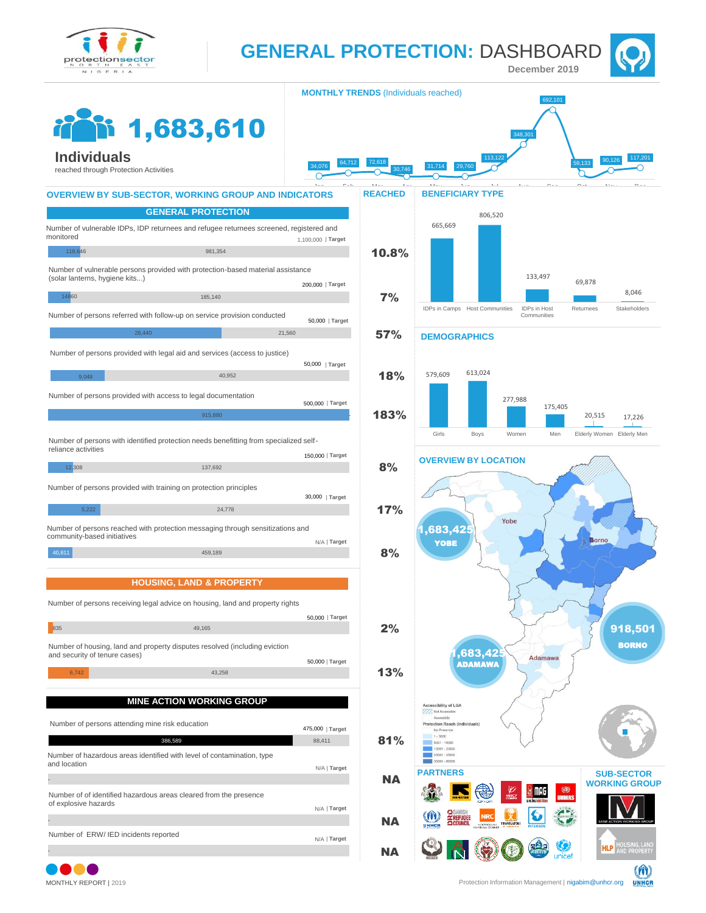# GENERAL PROTECTION: DASHBOARD

December 2019

## 1,683,610 Individuals

reached through Protection Activities

### MONTHLY TRENDS (Individuals reached)

| Jan | Feb | Mar | Apr | May | Jun | Jul | Aug | Sep | Oct | Nov | Dec |
|---|---|---|---|---|---|---|---|---|---|---|---|
| 34,076 | 64,712 | 72,618 | 30,746 | 31,714 | 29,760 | 113,122 | 348,301 | 692,101 | 59,133 | 90,126 | 117,201 |

### OVERVIEW BY SUB-SECTOR, WORKING GROUP AND INDICATORS

#### GENERAL PROTECTION

| Indicator | Reached | Gap | Target | REACHED |
|---|---|---|---|---|
| Number of vulnerable IDPs, IDP returnees and refugee returnees screened, registered and monitored | 118,646 | 981,354 | 1,100,000 | 10.8% |
| Number of vulnerable persons provided with protection-based material assistance (solar lanterns, hygiene kits...) | 14,860 | 185,140 | 200,000 | 7% |
| Number of persons referred with follow-up on service provision conducted | 28,440 | 21,560 | 50,000 | 57% |
| Number of persons provided with legal aid and services (access to justice) | 9,048 | 40,952 | 50,000 | 18% |
| Number of persons provided with access to legal documentation | 915,880 | | 500,000 | 183% |
| Number of persons with identified protection needs benefitting from specialized self-reliance activities | 12,308 | 137,692 | 150,000 | 8% |
| Number of persons provided with training on protection principles | 5,222 | 24,778 | 30,000 | 17% |
| Number of persons reached with protection messaging through sensitizations and community-based initiatives | 40,811 | 459,189 | N/A | 8% |

#### HOUSING, LAND & PROPERTY

| Indicator | Reached | Gap | Target | REACHED |
|---|---|---|---|---|
| Number of persons receiving legal advice on housing, land and property rights | 835 | 49,165 | 50,000 | 2% |
| Number of housing, land and property disputes resolved (including eviction and security of tenure cases) | 6,742 | 43,258 | 50,000 | 13% |

#### MINE ACTION WORKING GROUP

| Indicator | Reached | Gap | Target | REACHED |
|---|---|---|---|---|
| Number of persons attending mine risk education | 386,589 | 88,411 | 475,000 | 81% |
| Number of hazardous areas identified with level of contamination, type and location | - | | N/A | NA |
| Number of of identified hazardous areas cleared from the presence of explosive hazards | - | | N/A | NA |
| Number of ERW/ IED incidents reported | - | | N/A | NA |

### BENEFICIARY TYPE

| IDPs in Camps | Host Communities | IDPs in Host Communities | Returnees | Stakeholders |
|---|---|---|---|---|
| 665,669 | 806,520 | 133,497 | 69,878 | 8,046 |

### DEMOGRAPHICS

| Girls | Boys | Women | Men | Elderly Women | Elderly Men |
|---|---|---|---|---|---|
| 579,609 | 613,024 | 277,988 | 175,405 | 20,515 | 17,226 |

### OVERVIEW BY LOCATION

- YOBE: 1,683,425
- BORNO: 918,501
- ADAMAWA: 1,683,425

Accessibility of LGA: Not Accessible; Accessible

Protection Reach (Individuals): No Presence; 1 - 5000; 5001 - 10000; 10001 - 20000; 20001 - 35000; 35001 - 65000

### PARTNERS

### SUB-SECTOR WORKING GROUP

MONTHLY REPORT | 2019

Protection Information Management | nigabim@unhcr.org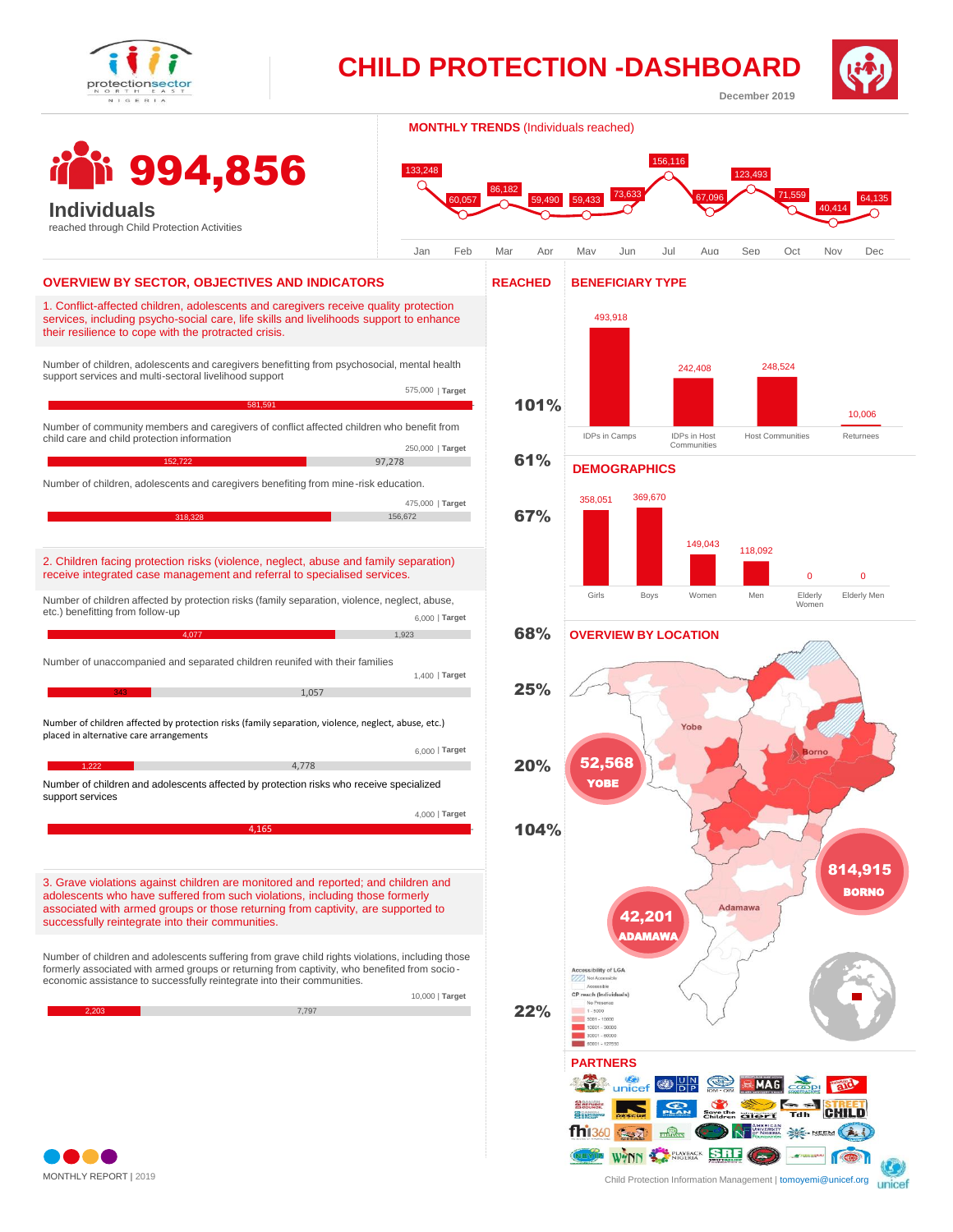# CHILD PROTECTION -DASHBOARD

December 2019

**994,856**

**Individuals**

reached through Child Protection Activities

## MONTHLY TRENDS (Individuals reached)

| Jan | Feb | Mar | Apr | May | Jun | Jul | Aug | Sep | Oct | Nov | Dec |
|---|---|---|---|---|---|---|---|---|---|---|---|
| 133,248 | 60,057 | 86,182 | 59,490 | 59,433 | 73,633 | 156,116 | 67,096 | 123,493 | 71,559 | 40,414 | 64,135 |

## OVERVIEW BY SECTOR, OBJECTIVES AND INDICATORS

1. Conflict-affected children, adolescents and caregivers receive quality protection services, including psycho-social care, life skills and livelihoods support to enhance their resilience to cope with the protracted crisis.

| Indicator | Reached | Remaining | Target | Reached % |
|---|---|---|---|---|
| Number of children, adolescents and caregivers benefitting from psychosocial, mental health support services and multi-sectoral livelihood support | 581,591 | | 575,000 | 101% |
| Number of community members and caregivers of conflict affected children who benefit from child care and child protection information | 152,722 | 97,278 | 250,000 | 61% |
| Number of children, adolescents and caregivers benefiting from mine-risk education. | 318,328 | 156,672 | 475,000 | 67% |

2. Children facing protection risks (violence, neglect, abuse and family separation) receive integrated case management and referral to specialised services.

| Indicator | Reached | Remaining | Target | Reached % |
|---|---|---|---|---|
| Number of children affected by protection risks (family separation, violence, neglect, abuse, etc.) benefitting from follow-up | 4,077 | 1,923 | 6,000 | 68% |
| Number of unaccompanied and separated children reunifed with their families | 343 | 1,057 | 1,400 | 25% |
| Number of children affected by protection risks (family separation, violence, neglect, abuse, etc.) placed in alternative care arrangements | 1,222 | 4,778 | 6,000 | 20% |
| Number of children and adolescents affected by protection risks who receive specialized support services | 4,165 | | 4,000 | 104% |

3. Grave violations against children are monitored and reported; and children and adolescents who have suffered from such violations, including those formerly associated with armed groups or those returning from captivity, are supported to successfully reintegrate into their communities.

| Indicator | Reached | Remaining | Target | Reached % |
|---|---|---|---|---|
| Number of children and adolescents suffering from grave child rights violations, including those formerly associated with armed groups or returning from captivity, who benefited from socio-economic assistance to successfully reintegrate into their communities. | 2,203 | 7,797 | 10,000 | 22% |

## BENEFICIARY TYPE

| IDPs in Camps | IDPs in Host Communities | Host Communities | Returnees |
|---|---|---|---|
| 493,918 | 242,408 | 248,524 | 10,006 |

## DEMOGRAPHICS

| Girls | Boys | Women | Men | Elderly Women | Elderly Men |
|---|---|---|---|---|---|
| 358,051 | 369,670 | 149,043 | 118,092 | 0 | 0 |

## OVERVIEW BY LOCATION

| Location | Individuals |
|---|---|
| YOBE | 52,568 |
| BORNO | 814,915 |
| ADAMAWA | 42,201 |

Accessibility of LGA: Not Accessible; Accessible

CP reach (Individuals): No Presence; 1 - 5000; 5001 - 10000; 10001 - 30000; 30001 - 60000; 60001 - 127530

## PARTNERS

MONTHLY REPORT | 2019

Child Protection Information Management | tomoyemi@unicef.org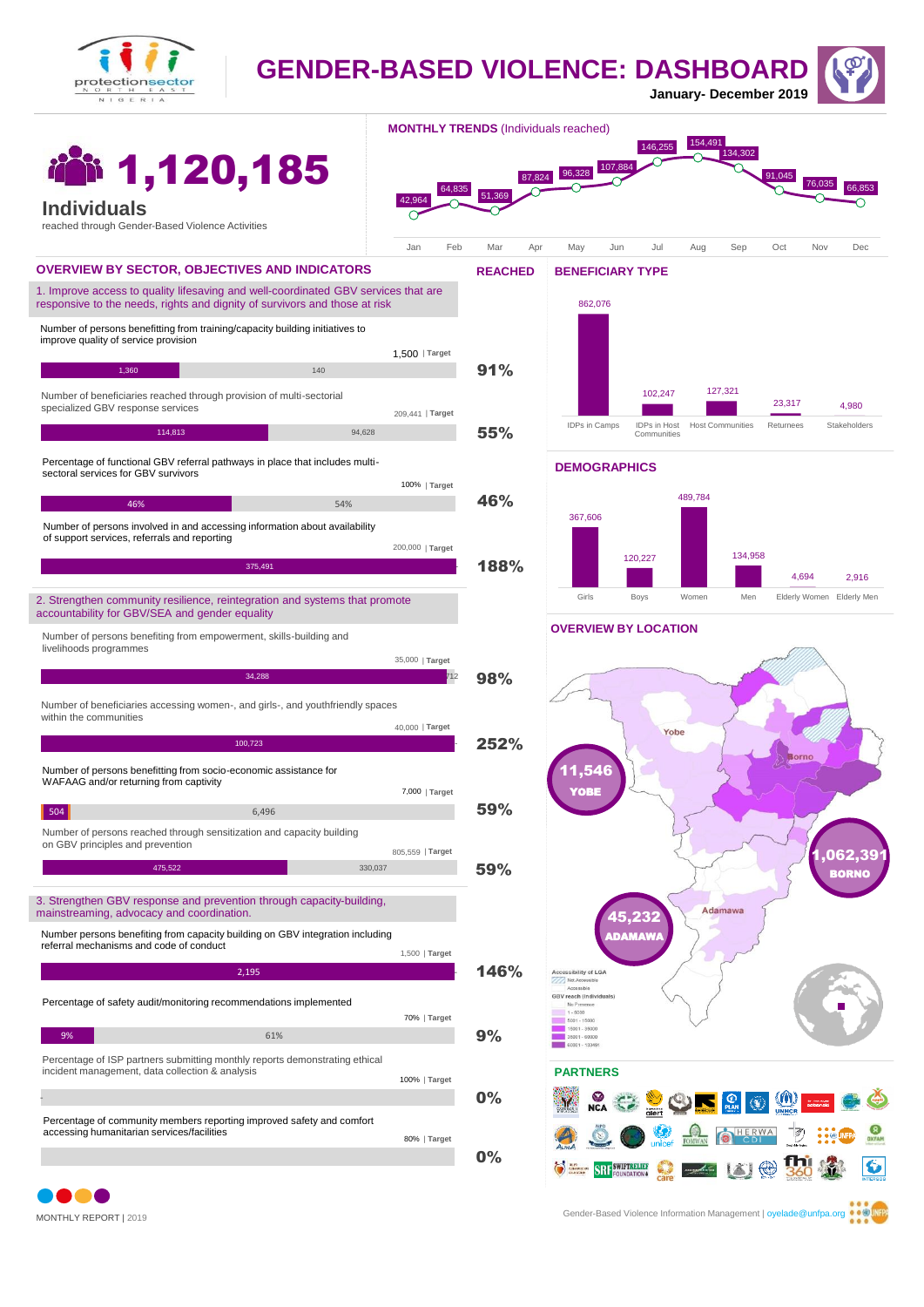protectionsector NORTH EAST NIGERIA

# GENDER-BASED VIOLENCE: DASHBOARD

**January- December 2019**

# 1,120,185

## Individuals

reached through Gender-Based Violence Activities

**MONTHLY TRENDS** (Individuals reached)

42,964
64,835
51,369
87,824
96,328
107,884
146,255
154,491
134,302
91,045
76,035
66,853

Jan Feb Mar Apr May Jun Jul Aug Sep Oct Nov Dec

## OVERVIEW BY SECTOR, OBJECTIVES AND INDICATORS

**REACHED**

1. Improve access to quality lifesaving and well-coordinated GBV services that are responsive to the needs, rights and dignity of survivors and those at risk

Number of persons benefitting from training/capacity building initiatives to improve quality of service provision

1,500 | Target

1,360 140

**91%**

Number of beneficiaries reached through provision of multi-sectorial specialized GBV response services

209,441 | Target

114,813 94,628

**55%**

Percentage of functional GBV referral pathways in place that includes multi-sectoral services for GBV survivors

100% | Target

46% 54%

**46%**

Number of persons involved in and accessing information about availability of support services, referrals and reporting

200,000 | Target

375,491

**188%**

2. Strengthen community resilience, reintegration and systems that promote accountability for GBV/SEA and gender equality

Number of persons benefiting from empowerment, skills-building and livelihoods programmes

35,000 | Target

34,288 712

**98%**

Number of beneficiaries accessing women-, and girls-, and youthfriendly spaces within the communities

40,000 | Target

100,723

**252%**

Number of persons benefitting from socio-economic assistance for WAFAAG and/or returning from captivity

7,000 | Target

504 6,496

**59%**

Number of persons reached through sensitization and capacity building on GBV principles and prevention

805,559 | Target

475,522 330,037

**59%**

3. Strengthen GBV response and prevention through capacity-building, mainstreaming, advocacy and coordination.

Number persons benefiting from capacity building on GBV integration including referral mechanisms and code of conduct

1,500 | Target

2,195

**146%**

Percentage of safety audit/monitoring recommendations implemented

70% | Target

9% 61%

**9%**

Percentage of ISP partners submitting monthly reports demonstrating ethical incident management, data collection & analysis

100% | Target

**0%**

Percentage of community members reporting improved safety and comfort accessing humanitarian services/facilities

80% | Target

**0%**

## BENEFICIARY TYPE

862,076 IDPs in Camps
102,247 IDPs in Host Communities
127,321 Host Communities
23,317 Returnees
4,980 Stakeholders

## DEMOGRAPHICS

367,606 Girls
120,227 Boys
489,784 Women
134,958 Men
4,694 Elderly Women
2,916 Elderly Men

## OVERVIEW BY LOCATION

Yobe
**11,546** YOBE

Borno
**1,062,391** BORNO

Adamawa
**45,232** ADAMAWA

Accessibility of LGA
Not Accessible
Accessible
GBV reach (Individuals)
No Presence
1 - 5000
5001 - 15000
15001 - 35000
35001 - 60000
60001 - 133491

## PARTNERS

NCA, alert, PLAN, UNHCR, OXFAM, unicef, HERWA CDI, UNFPA, SRF SWIFTRELIEF FOUNDATION, care, fhi 360, INTERSOS

MONTHLY REPORT | 2019

Gender-Based Violence Information Management | oyelade@unfpa.org